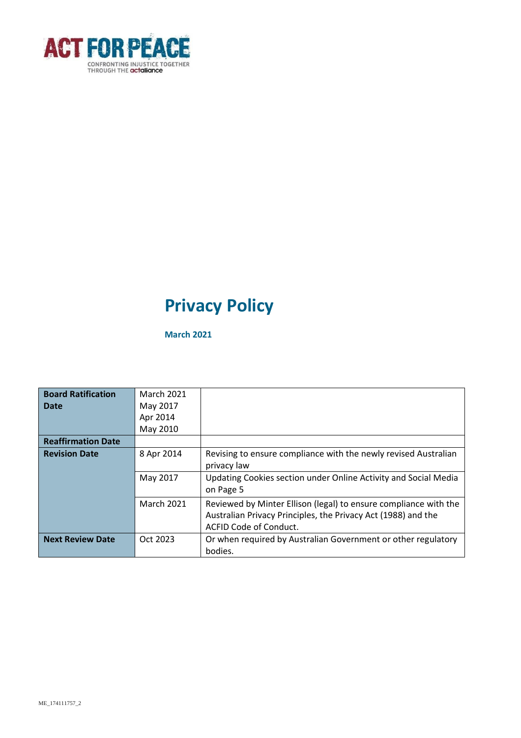ACT FOR PEACE

CONFRONTING INJUSTICE TOGETHER THROUGH THE actalliance

# Privacy Policy

**March 2021**

| | | |
|---|---|---|
| **Board Ratification Date** | March 2021<br>May 2017<br>Apr 2014<br>May 2010 | |
| **Reaffirmation Date** | | |
| **Revision Date** | 8 Apr 2014 | Revising to ensure compliance with the newly revised Australian privacy law |
| | May 2017 | Updating Cookies section under Online Activity and Social Media on Page 5 |
| | March 2021 | Reviewed by Minter Ellison (legal) to ensure compliance with the Australian Privacy Principles, the Privacy Act (1988) and the ACFID Code of Conduct. |
| **Next Review Date** | Oct 2023 | Or when required by Australian Government or other regulatory bodies. |

ME_174111757_2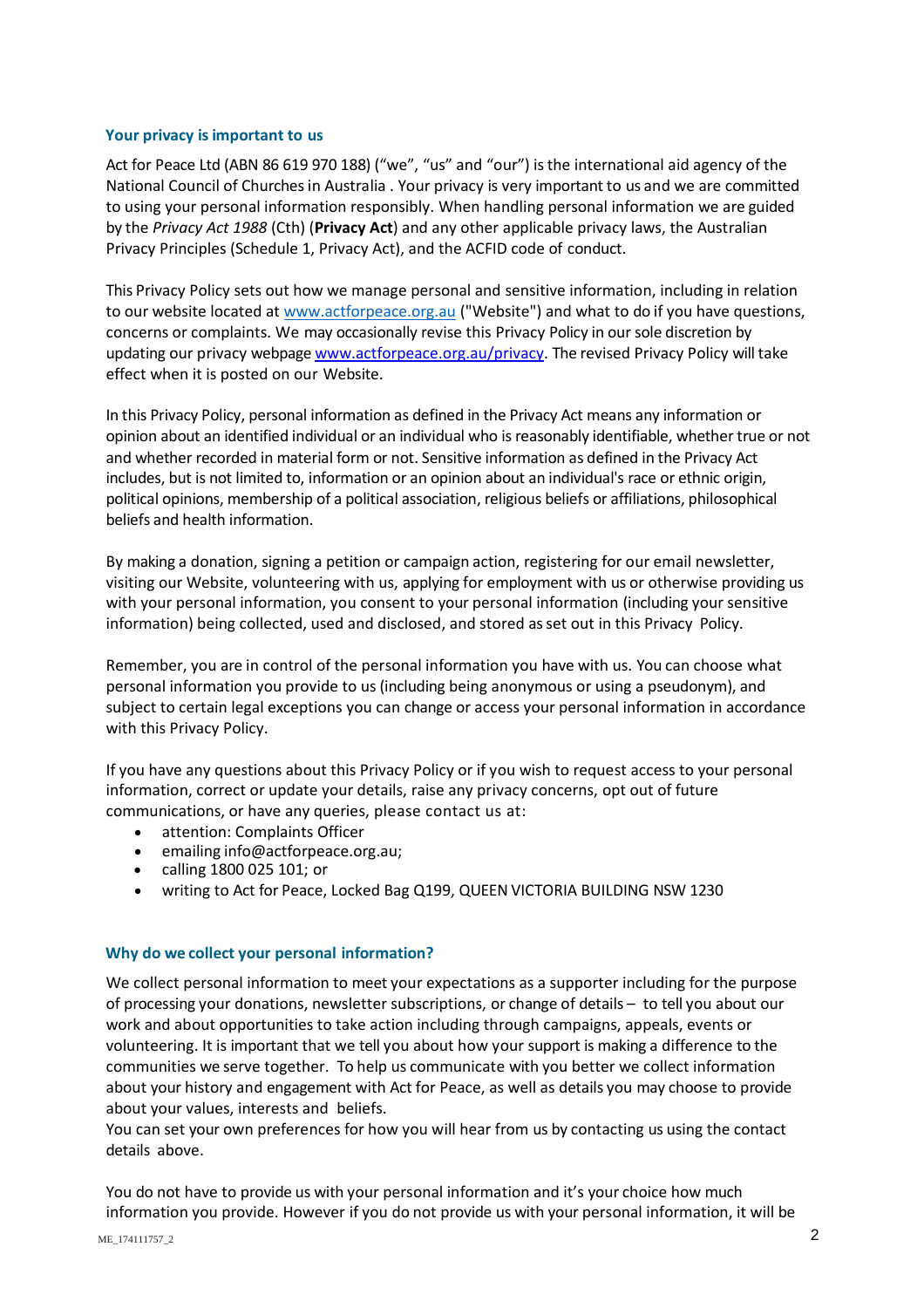## Your privacy is important to us

Act for Peace Ltd (ABN 86 619 970 188) ("we", "us" and "our") is the international aid agency of the National Council of Churches in Australia . Your privacy is very important to us and we are committed to using your personal information responsibly. When handling personal information we are guided by the *Privacy Act 1988* (Cth) (**Privacy Act**) and any other applicable privacy laws, the Australian Privacy Principles (Schedule 1, Privacy Act), and the ACFID code of conduct.

This Privacy Policy sets out how we manage personal and sensitive information, including in relation to our website located at www.actforpeace.org.au ("Website") and what to do if you have questions, concerns or complaints. We may occasionally revise this Privacy Policy in our sole discretion by updating our privacy webpage www.actforpeace.org.au/privacy. The revised Privacy Policy will take effect when it is posted on our Website.

In this Privacy Policy, personal information as defined in the Privacy Act means any information or opinion about an identified individual or an individual who is reasonably identifiable, whether true or not and whether recorded in material form or not. Sensitive information as defined in the Privacy Act includes, but is not limited to, information or an opinion about an individual's race or ethnic origin, political opinions, membership of a political association, religious beliefs or affiliations, philosophical beliefs and health information.

By making a donation, signing a petition or campaign action, registering for our email newsletter, visiting our Website, volunteering with us, applying for employment with us or otherwise providing us with your personal information, you consent to your personal information (including your sensitive information) being collected, used and disclosed, and stored as set out in this Privacy Policy.

Remember, you are in control of the personal information you have with us. You can choose what personal information you provide to us (including being anonymous or using a pseudonym), and subject to certain legal exceptions you can change or access your personal information in accordance with this Privacy Policy.

If you have any questions about this Privacy Policy or if you wish to request access to your personal information, correct or update your details, raise any privacy concerns, opt out of future communications, or have any queries, please contact us at:

- attention: Complaints Officer
- emailing info@actforpeace.org.au;
- calling 1800 025 101; or
- writing to Act for Peace, Locked Bag Q199, QUEEN VICTORIA BUILDING NSW 1230

## Why do we collect your personal information?

We collect personal information to meet your expectations as a supporter including for the purpose of processing your donations, newsletter subscriptions, or change of details – to tell you about our work and about opportunities to take action including through campaigns, appeals, events or volunteering. It is important that we tell you about how your support is making a difference to the communities we serve together. To help us communicate with you better we collect information about your history and engagement with Act for Peace, as well as details you may choose to provide about your values, interests and beliefs.
You can set your own preferences for how you will hear from us by contacting us using the contact details above.

You do not have to provide us with your personal information and it's your choice how much information you provide. However if you do not provide us with your personal information, it will be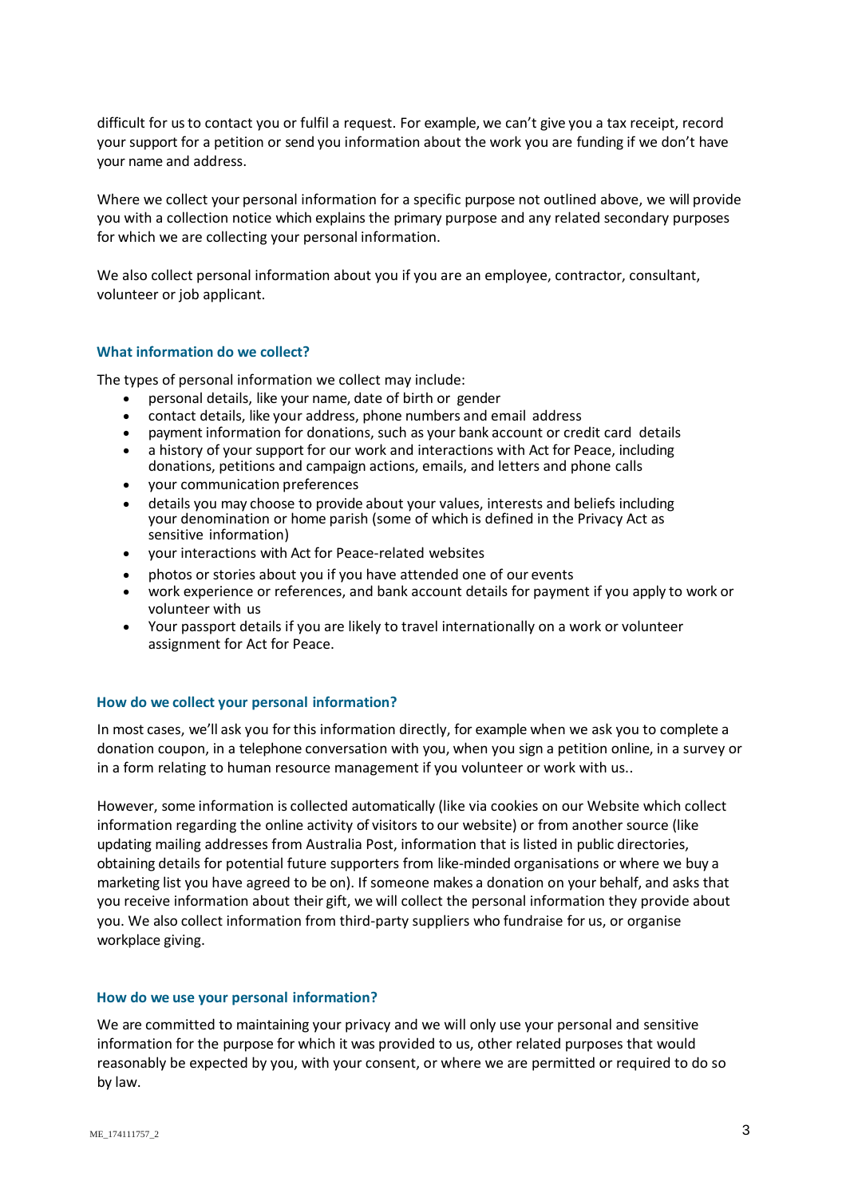difficult for us to contact you or fulfil a request. For example, we can't give you a tax receipt, record your support for a petition or send you information about the work you are funding if we don't have your name and address.

Where we collect your personal information for a specific purpose not outlined above, we will provide you with a collection notice which explains the primary purpose and any related secondary purposes for which we are collecting your personal information.

We also collect personal information about you if you are an employee, contractor, consultant, volunteer or job applicant.

### What information do we collect?

The types of personal information we collect may include:

- personal details, like your name, date of birth or gender
- contact details, like your address, phone numbers and email address
- payment information for donations, such as your bank account or credit card details
- a history of your support for our work and interactions with Act for Peace, including donations, petitions and campaign actions, emails, and letters and phone calls
- your communication preferences
- details you may choose to provide about your values, interests and beliefs including your denomination or home parish (some of which is defined in the Privacy Act as sensitive information)
- your interactions with Act for Peace-related websites
- photos or stories about you if you have attended one of our events
- work experience or references, and bank account details for payment if you apply to work or volunteer with us
- Your passport details if you are likely to travel internationally on a work or volunteer assignment for Act for Peace.

### How do we collect your personal information?

In most cases, we'll ask you for this information directly, for example when we ask you to complete a donation coupon, in a telephone conversation with you, when you sign a petition online, in a survey or in a form relating to human resource management if you volunteer or work with us..

However, some information is collected automatically (like via cookies on our Website which collect information regarding the online activity of visitors to our website) or from another source (like updating mailing addresses from Australia Post, information that is listed in public directories, obtaining details for potential future supporters from like-minded organisations or where we buy a marketing list you have agreed to be on). If someone makes a donation on your behalf, and asks that you receive information about their gift, we will collect the personal information they provide about you. We also collect information from third-party suppliers who fundraise for us, or organise workplace giving.

### How do we use your personal information?

We are committed to maintaining your privacy and we will only use your personal and sensitive information for the purpose for which it was provided to us, other related purposes that would reasonably be expected by you, with your consent, or where we are permitted or required to do so by law.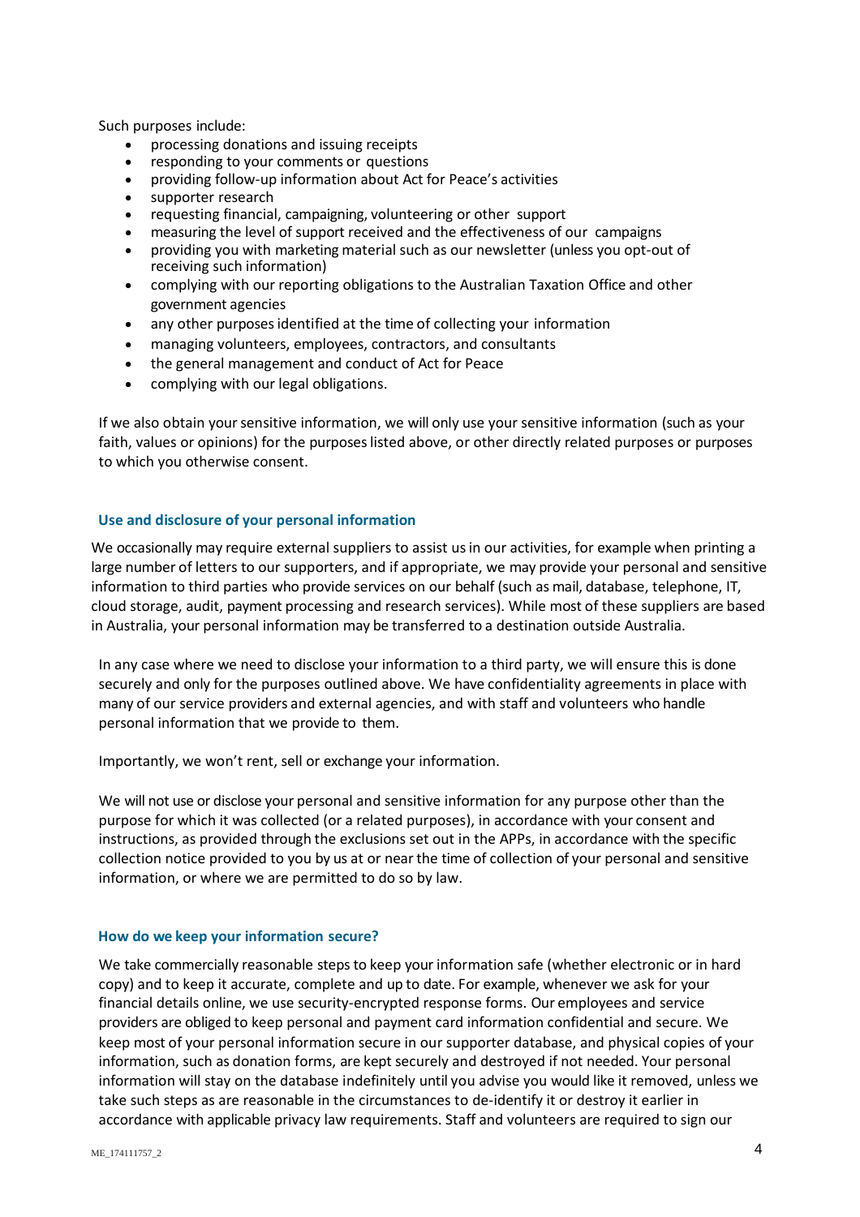Such purposes include:

- processing donations and issuing receipts
- responding to your comments or questions
- providing follow-up information about Act for Peace's activities
- supporter research
- requesting financial, campaigning, volunteering or other support
- measuring the level of support received and the effectiveness of our campaigns
- providing you with marketing material such as our newsletter (unless you opt-out of receiving such information)
- complying with our reporting obligations to the Australian Taxation Office and other government agencies
- any other purposes identified at the time of collecting your information
- managing volunteers, employees, contractors, and consultants
- the general management and conduct of Act for Peace
- complying with our legal obligations.

If we also obtain your sensitive information, we will only use your sensitive information (such as your faith, values or opinions) for the purposes listed above, or other directly related purposes or purposes to which you otherwise consent.

### Use and disclosure of your personal information

We occasionally may require external suppliers to assist us in our activities, for example when printing a large number of letters to our supporters, and if appropriate, we may provide your personal and sensitive information to third parties who provide services on our behalf (such as mail, database, telephone, IT, cloud storage, audit, payment processing and research services). While most of these suppliers are based in Australia, your personal information may be transferred to a destination outside Australia.

In any case where we need to disclose your information to a third party, we will ensure this is done securely and only for the purposes outlined above. We have confidentiality agreements in place with many of our service providers and external agencies, and with staff and volunteers who handle personal information that we provide to them.

Importantly, we won't rent, sell or exchange your information.

We will not use or disclose your personal and sensitive information for any purpose other than the purpose for which it was collected (or a related purposes), in accordance with your consent and instructions, as provided through the exclusions set out in the APPs, in accordance with the specific collection notice provided to you by us at or near the time of collection of your personal and sensitive information, or where we are permitted to do so by law.

### How do we keep your information secure?

We take commercially reasonable steps to keep your information safe (whether electronic or in hard copy) and to keep it accurate, complete and up to date. For example, whenever we ask for your financial details online, we use security-encrypted response forms. Our employees and service providers are obliged to keep personal and payment card information confidential and secure. We keep most of your personal information secure in our supporter database, and physical copies of your information, such as donation forms, are kept securely and destroyed if not needed. Your personal information will stay on the database indefinitely until you advise you would like it removed, unless we take such steps as are reasonable in the circumstances to de-identify it or destroy it earlier in accordance with applicable privacy law requirements. Staff and volunteers are required to sign our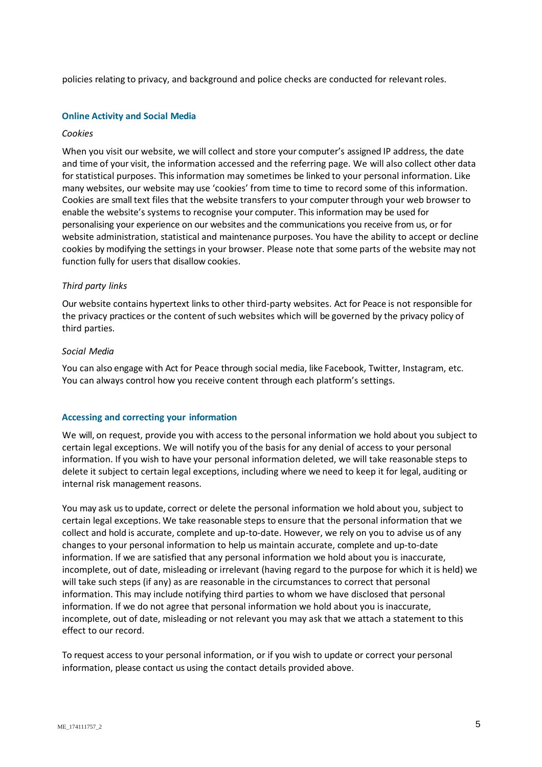policies relating to privacy, and background and police checks are conducted for relevant roles.

## Online Activity and Social Media

*Cookies*

When you visit our website, we will collect and store your computer's assigned IP address, the date and time of your visit, the information accessed and the referring page. We will also collect other data for statistical purposes. This information may sometimes be linked to your personal information. Like many websites, our website may use 'cookies' from time to time to record some of this information. Cookies are small text files that the website transfers to your computer through your web browser to enable the website's systems to recognise your computer. This information may be used for personalising your experience on our websites and the communications you receive from us, or for website administration, statistical and maintenance purposes. You have the ability to accept or decline cookies by modifying the settings in your browser. Please note that some parts of the website may not function fully for users that disallow cookies.

*Third party links*

Our website contains hypertext links to other third-party websites. Act for Peace is not responsible for the privacy practices or the content of such websites which will be governed by the privacy policy of third parties.

*Social Media*

You can also engage with Act for Peace through social media, like Facebook, Twitter, Instagram, etc. You can always control how you receive content through each platform's settings.

## Accessing and correcting your information

We will, on request, provide you with access to the personal information we hold about you subject to certain legal exceptions. We will notify you of the basis for any denial of access to your personal information. If you wish to have your personal information deleted, we will take reasonable steps to delete it subject to certain legal exceptions, including where we need to keep it for legal, auditing or internal risk management reasons.

You may ask us to update, correct or delete the personal information we hold about you, subject to certain legal exceptions. We take reasonable steps to ensure that the personal information that we collect and hold is accurate, complete and up-to-date. However, we rely on you to advise us of any changes to your personal information to help us maintain accurate, complete and up-to-date information. If we are satisfied that any personal information we hold about you is inaccurate, incomplete, out of date, misleading or irrelevant (having regard to the purpose for which it is held) we will take such steps (if any) as are reasonable in the circumstances to correct that personal information. This may include notifying third parties to whom we have disclosed that personal information. If we do not agree that personal information we hold about you is inaccurate, incomplete, out of date, misleading or not relevant you may ask that we attach a statement to this effect to our record.

To request access to your personal information, or if you wish to update or correct your personal information, please contact us using the contact details provided above.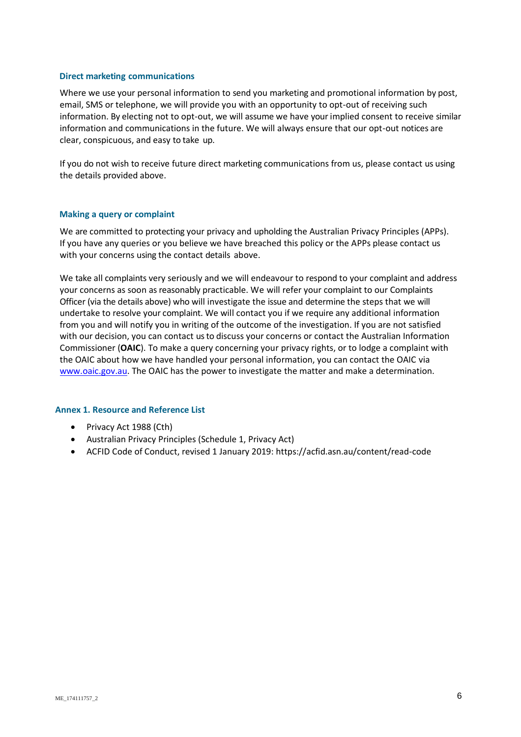### Direct marketing communications

Where we use your personal information to send you marketing and promotional information by post, email, SMS or telephone, we will provide you with an opportunity to opt-out of receiving such information. By electing not to opt-out, we will assume we have your implied consent to receive similar information and communications in the future. We will always ensure that our opt-out notices are clear, conspicuous, and easy to take up.

If you do not wish to receive future direct marketing communications from us, please contact us using the details provided above.

### Making a query or complaint

We are committed to protecting your privacy and upholding the Australian Privacy Principles (APPs). If you have any queries or you believe we have breached this policy or the APPs please contact us with your concerns using the contact details above.

We take all complaints very seriously and we will endeavour to respond to your complaint and address your concerns as soon as reasonably practicable. We will refer your complaint to our Complaints Officer (via the details above) who will investigate the issue and determine the steps that we will undertake to resolve your complaint. We will contact you if we require any additional information from you and will notify you in writing of the outcome of the investigation. If you are not satisfied with our decision, you can contact us to discuss your concerns or contact the Australian Information Commissioner (**OAIC**). To make a query concerning your privacy rights, or to lodge a complaint with the OAIC about how we have handled your personal information, you can contact the OAIC via [www.oaic.gov.au](www.oaic.gov.au). The OAIC has the power to investigate the matter and make a determination.

## Annex 1. Resource and Reference List

- Privacy Act 1988 (Cth)
- Australian Privacy Principles (Schedule 1, Privacy Act)
- ACFID Code of Conduct, revised 1 January 2019: https://acfid.asn.au/content/read-code

ME_174111757_2